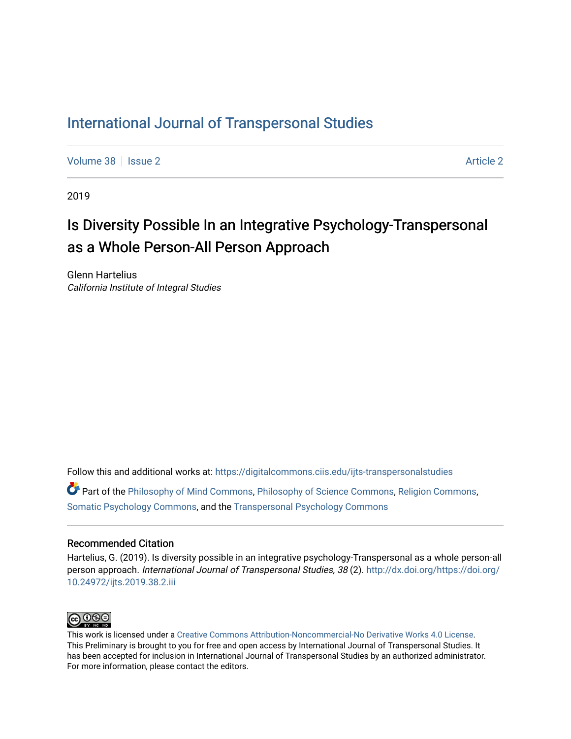# International Journal of Transpersonal Studies

Volume 38 | Issue 2 Article 2

2019

## Is Diversity Possible In an Integrative Psychology-Transpersonal as a Whole Person-All Person Approach

Glenn Hartelius
*California Institute of Integral Studies*

Follow this and additional works at: https://digitalcommons.ciis.edu/ijts-transpersonalstudies

Part of the Philosophy of Mind Commons, Philosophy of Science Commons, Religion Commons, Somatic Psychology Commons, and the Transpersonal Psychology Commons

### Recommended Citation

Hartelius, G. (2019). Is diversity possible in an integrative psychology-Transpersonal as a whole person-all person approach. *International Journal of Transpersonal Studies, 38* (2). http://dx.doi.org/https://doi.org/10.24972/ijts.2019.38.2.iii

This work is licensed under a Creative Commons Attribution-Noncommercial-No Derivative Works 4.0 License. This Preliminary is brought to you for free and open access by International Journal of Transpersonal Studies. It has been accepted for inclusion in International Journal of Transpersonal Studies by an authorized administrator. For more information, please contact the editors.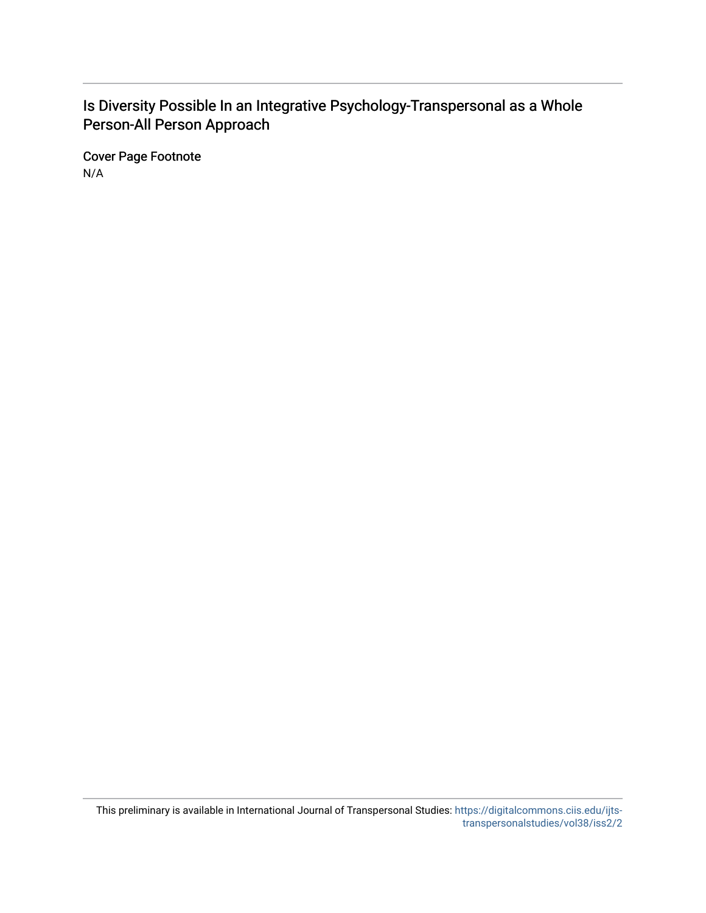# Is Diversity Possible In an Integrative Psychology-Transpersonal as a Whole Person-All Person Approach

## Cover Page Footnote

N/A

This preliminary is available in International Journal of Transpersonal Studies: https://digitalcommons.ciis.edu/ijts-transpersonalstudies/vol38/iss2/2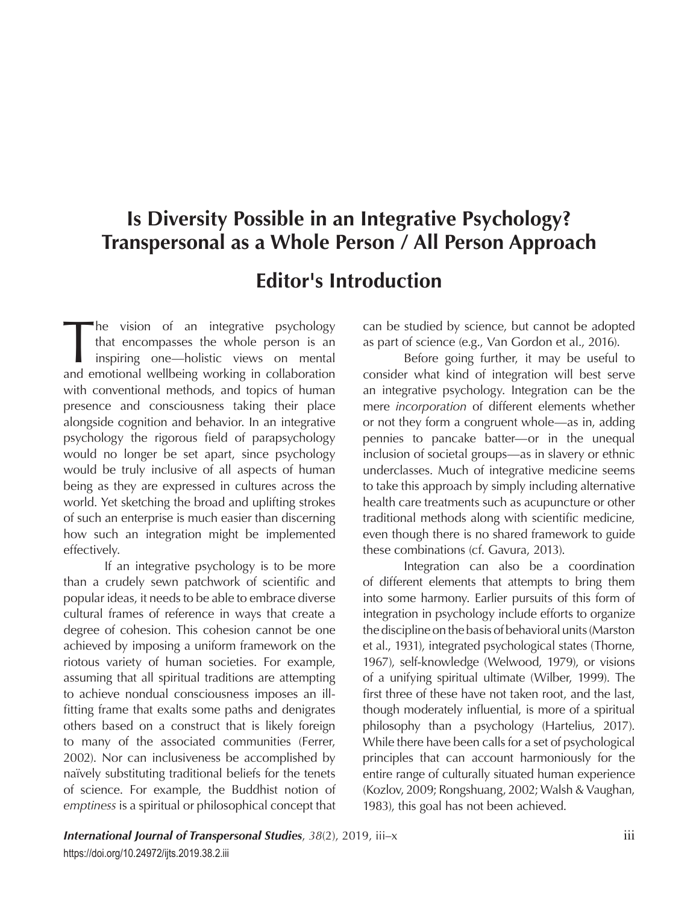# Is Diversity Possible in an Integrative Psychology? Transpersonal as a Whole Person / All Person Approach

## Editor's Introduction

The vision of an integrative psychology that encompasses the whole person is an inspiring one—holistic views on mental and emotional wellbeing working in collaboration with conventional methods, and topics of human presence and consciousness taking their place alongside cognition and behavior. In an integrative psychology the rigorous field of parapsychology would no longer be set apart, since psychology would be truly inclusive of all aspects of human being as they are expressed in cultures across the world. Yet sketching the broad and uplifting strokes of such an enterprise is much easier than discerning how such an integration might be implemented effectively.

If an integrative psychology is to be more than a crudely sewn patchwork of scientific and popular ideas, it needs to be able to embrace diverse cultural frames of reference in ways that create a degree of cohesion. This cohesion cannot be one achieved by imposing a uniform framework on the riotous variety of human societies. For example, assuming that all spiritual traditions are attempting to achieve nondual consciousness imposes an ill-fitting frame that exalts some paths and denigrates others based on a construct that is likely foreign to many of the associated communities (Ferrer, 2002). Nor can inclusiveness be accomplished by naïvely substituting traditional beliefs for the tenets of science. For example, the Buddhist notion of *emptiness* is a spiritual or philosophical concept that can be studied by science, but cannot be adopted as part of science (e.g., Van Gordon et al., 2016).

Before going further, it may be useful to consider what kind of integration will best serve an integrative psychology. Integration can be the mere *incorporation* of different elements whether or not they form a congruent whole—as in, adding pennies to pancake batter—or in the unequal inclusion of societal groups—as in slavery or ethnic underclasses. Much of integrative medicine seems to take this approach by simply including alternative health care treatments such as acupuncture or other traditional methods along with scientific medicine, even though there is no shared framework to guide these combinations (cf. Gavura, 2013).

Integration can also be a coordination of different elements that attempts to bring them into some harmony. Earlier pursuits of this form of integration in psychology include efforts to organize the discipline on the basis of behavioral units (Marston et al., 1931), integrated psychological states (Thorne, 1967), self-knowledge (Welwood, 1979), or visions of a unifying spiritual ultimate (Wilber, 1999). The first three of these have not taken root, and the last, though moderately influential, is more of a spiritual philosophy than a psychology (Hartelius, 2017). While there have been calls for a set of psychological principles that can account harmoniously for the entire range of culturally situated human experience (Kozlov, 2009; Rongshuang, 2002; Walsh & Vaughan, 1983), this goal has not been achieved.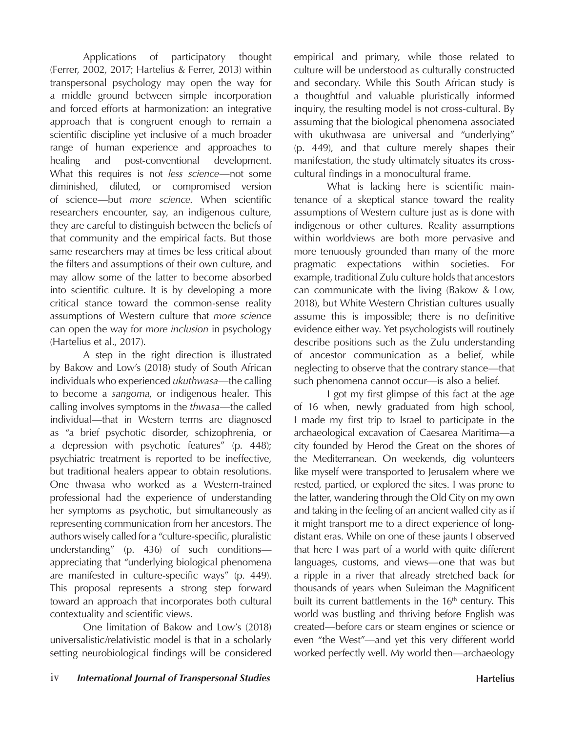Applications of participatory thought (Ferrer, 2002, 2017; Hartelius & Ferrer, 2013) within transpersonal psychology may open the way for a middle ground between simple incorporation and forced efforts at harmonization: an integrative approach that is congruent enough to remain a scientific discipline yet inclusive of a much broader range of human experience and approaches to healing and post-conventional development. What this requires is not *less science*—not some diminished, diluted, or compromised version of science—but *more science*. When scientific researchers encounter, say, an indigenous culture, they are careful to distinguish between the beliefs of that community and the empirical facts. But those same researchers may at times be less critical about the filters and assumptions of their own culture, and may allow some of the latter to become absorbed into scientific culture. It is by developing a more critical stance toward the common-sense reality assumptions of Western culture that *more science* can open the way for *more inclusion* in psychology (Hartelius et al., 2017).

A step in the right direction is illustrated by Bakow and Low's (2018) study of South African individuals who experienced *ukuthwasa*—the calling to become a *sangoma*, or indigenous healer. This calling involves symptoms in the *thwasa*—the called individual—that in Western terms are diagnosed as "a brief psychotic disorder, schizophrenia, or a depression with psychotic features" (p. 448); psychiatric treatment is reported to be ineffective, but traditional healers appear to obtain resolutions. One thwasa who worked as a Western-trained professional had the experience of understanding her symptoms as psychotic, but simultaneously as representing communication from her ancestors. The authors wisely called for a "culture-specific, pluralistic understanding" (p. 436) of such conditions—appreciating that "underlying biological phenomena are manifested in culture-specific ways" (p. 449). This proposal represents a strong step forward toward an approach that incorporates both cultural contextuality and scientific views.

One limitation of Bakow and Low's (2018) universalistic/relativistic model is that in a scholarly setting neurobiological findings will be considered empirical and primary, while those related to culture will be understood as culturally constructed and secondary. While this South African study is a thoughtful and valuable pluristically informed inquiry, the resulting model is not cross-cultural. By assuming that the biological phenomena associated with ukuthwasa are universal and "underlying" (p. 449), and that culture merely shapes their manifestation, the study ultimately situates its cross-cultural findings in a monocultural frame.

What is lacking here is scientific maintenance of a skeptical stance toward the reality assumptions of Western culture just as is done with indigenous or other cultures. Reality assumptions within worldviews are both more pervasive and more tenuously grounded than many of the more pragmatic expectations within societies. For example, traditional Zulu culture holds that ancestors can communicate with the living (Bakow & Low, 2018), but White Western Christian cultures usually assume this is impossible; there is no definitive evidence either way. Yet psychologists will routinely describe positions such as the Zulu understanding of ancestor communication as a belief, while neglecting to observe that the contrary stance—that such phenomena cannot occur—is also a belief.

I got my first glimpse of this fact at the age of 16 when, newly graduated from high school, I made my first trip to Israel to participate in the archaeological excavation of Caesarea Maritima—a city founded by Herod the Great on the shores of the Mediterranean. On weekends, dig volunteers like myself were transported to Jerusalem where we rested, partied, or explored the sites. I was prone to the latter, wandering through the Old City on my own and taking in the feeling of an ancient walled city as if it might transport me to a direct experience of long-distant eras. While on one of these jaunts I observed that here I was part of a world with quite different languages, customs, and views—one that was but a ripple in a river that already stretched back for thousands of years when Suleiman the Magnificent built its current battlements in the 16th century. This world was bustling and thriving before English was created—before cars or steam engines or science or even "the West"—and yet this very different world worked perfectly well. My world then—archaeology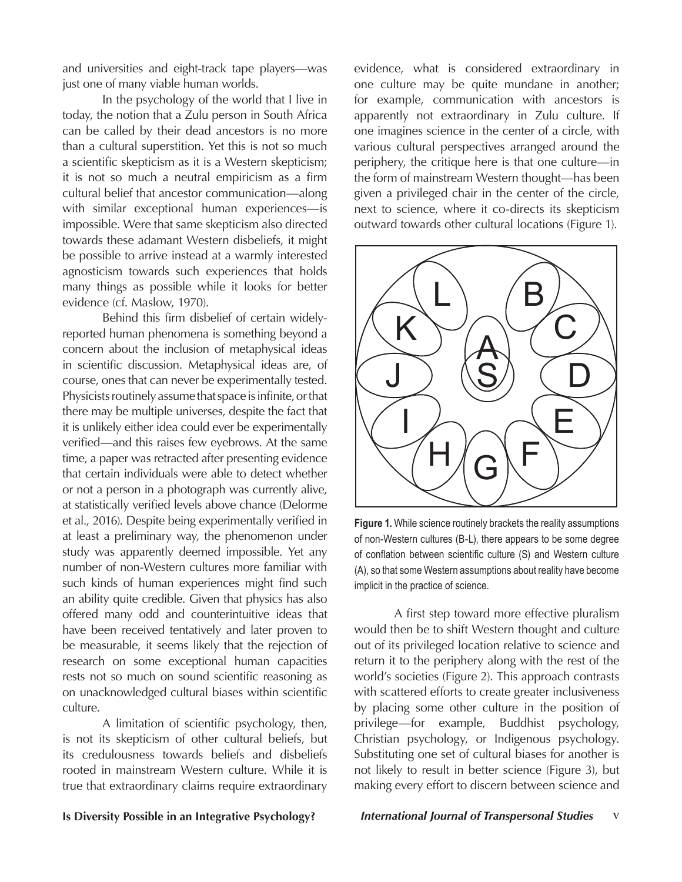and universities and eight-track tape players—was just one of many viable human worlds.

In the psychology of the world that I live in today, the notion that a Zulu person in South Africa can be called by their dead ancestors is no more than a cultural superstition. Yet this is not so much a scientific skepticism as it is a Western skepticism; it is not so much a neutral empiricism as a firm cultural belief that ancestor communication—along with similar exceptional human experiences—is impossible. Were that same skepticism also directed towards these adamant Western disbeliefs, it might be possible to arrive instead at a warmly interested agnosticism towards such experiences that holds many things as possible while it looks for better evidence (cf. Maslow, 1970).

Behind this firm disbelief of certain widely-reported human phenomena is something beyond a concern about the inclusion of metaphysical ideas in scientific discussion. Metaphysical ideas are, of course, ones that can never be experimentally tested. Physicists routinely assume that space is infinite, or that there may be multiple universes, despite the fact that it is unlikely either idea could ever be experimentally verified—and this raises few eyebrows. At the same time, a paper was retracted after presenting evidence that certain individuals were able to detect whether or not a person in a photograph was currently alive, at statistically verified levels above chance (Delorme et al., 2016). Despite being experimentally verified in at least a preliminary way, the phenomenon under study was apparently deemed impossible. Yet any number of non-Western cultures more familiar with such kinds of human experiences might find such an ability quite credible. Given that physics has also offered many odd and counterintuitive ideas that have been received tentatively and later proven to be measurable, it seems likely that the rejection of research on some exceptional human capacities rests not so much on sound scientific reasoning as on unacknowledged cultural biases within scientific culture.

A limitation of scientific psychology, then, is not its skepticism of other cultural beliefs, but its credulousness towards beliefs and disbeliefs rooted in mainstream Western culture. While it is true that extraordinary claims require extraordinary evidence, what is considered extraordinary in one culture may be quite mundane in another; for example, communication with ancestors is apparently not extraordinary in Zulu culture. If one imagines science in the center of a circle, with various cultural perspectives arranged around the periphery, the critique here is that one culture—in the form of mainstream Western thought—has been given a privileged chair in the center of the circle, next to science, where it co-directs its skepticism outward towards other cultural locations (Figure 1).

**Figure 1.** While science routinely brackets the reality assumptions of non-Western cultures (B-L), there appears to be some degree of conflation between scientific culture (S) and Western culture (A), so that some Western assumptions about reality have become implicit in the practice of science.

A first step toward more effective pluralism would then be to shift Western thought and culture out of its privileged location relative to science and return it to the periphery along with the rest of the world's societies (Figure 2). This approach contrasts with scattered efforts to create greater inclusiveness by placing some other culture in the position of privilege—for example, Buddhist psychology, Christian psychology, or Indigenous psychology. Substituting one set of cultural biases for another is not likely to result in better science (Figure 3), but making every effort to discern between science and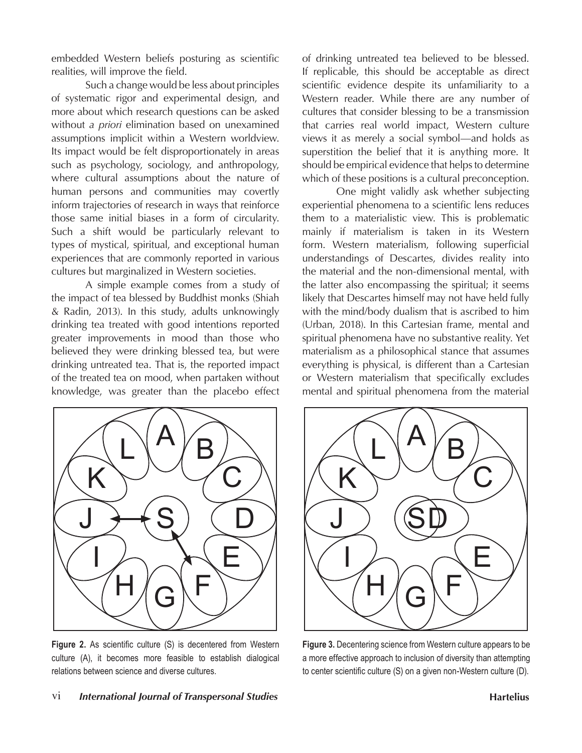embedded Western beliefs posturing as scientific realities, will improve the field.

Such a change would be less about principles of systematic rigor and experimental design, and more about which research questions can be asked without *a priori* elimination based on unexamined assumptions implicit within a Western worldview. Its impact would be felt disproportionately in areas such as psychology, sociology, and anthropology, where cultural assumptions about the nature of human persons and communities may covertly inform trajectories of research in ways that reinforce those same initial biases in a form of circularity. Such a shift would be particularly relevant to types of mystical, spiritual, and exceptional human experiences that are commonly reported in various cultures but marginalized in Western societies.

A simple example comes from a study of the impact of tea blessed by Buddhist monks (Shiah & Radin, 2013). In this study, adults unknowingly drinking tea treated with good intentions reported greater improvements in mood than those who believed they were drinking blessed tea, but were drinking untreated tea. That is, the reported impact of the treated tea on mood, when partaken without knowledge, was greater than the placebo effect of drinking untreated tea believed to be blessed. If replicable, this should be acceptable as direct scientific evidence despite its unfamiliarity to a Western reader. While there are any number of cultures that consider blessing to be a transmission that carries real world impact, Western culture views it as merely a social symbol—and holds as superstition the belief that it is anything more. It should be empirical evidence that helps to determine which of these positions is a cultural preconception.

One might validly ask whether subjecting experiential phenomena to a scientific lens reduces them to a materialistic view. This is problematic mainly if materialism is taken in its Western form. Western materialism, following superficial understandings of Descartes, divides reality into the material and the non-dimensional mental, with the latter also encompassing the spiritual; it seems likely that Descartes himself may not have held fully with the mind/body dualism that is ascribed to him (Urban, 2018). In this Cartesian frame, mental and spiritual phenomena have no substantive reality. Yet materialism as a philosophical stance that assumes everything is physical, is different than a Cartesian or Western materialism that specifically excludes mental and spiritual phenomena from the material

**Figure 2.** As scientific culture (S) is decentered from Western culture (A), it becomes more feasible to establish dialogical relations between science and diverse cultures.

**Figure 3.** Decentering science from Western culture appears to be a more effective approach to inclusion of diversity than attempting to center scientific culture (S) on a given non-Western culture (D).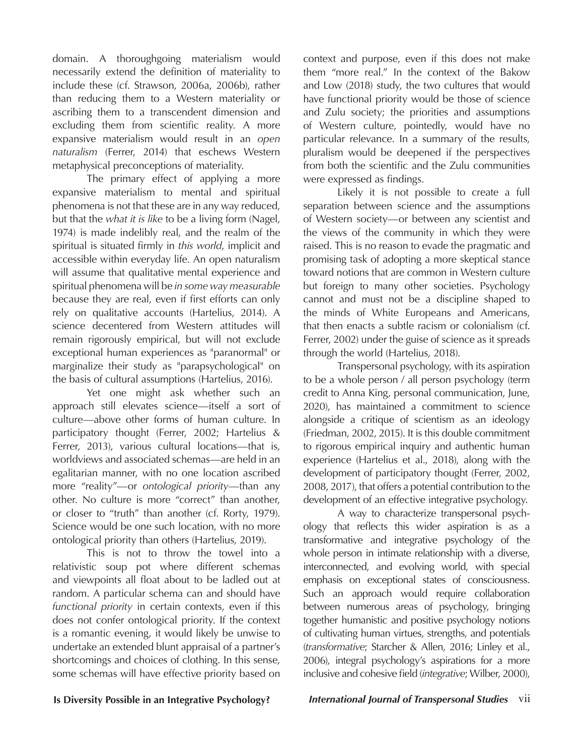domain. A thoroughgoing materialism would necessarily extend the definition of materiality to include these (cf. Strawson, 2006a, 2006b), rather than reducing them to a Western materiality or ascribing them to a transcendent dimension and excluding them from scientific reality. A more expansive materialism would result in an *open naturalism* (Ferrer, 2014) that eschews Western metaphysical preconceptions of materiality.

The primary effect of applying a more expansive materialism to mental and spiritual phenomena is not that these are in any way reduced, but that the *what it is like* to be a living form (Nagel, 1974) is made indelibly real, and the realm of the spiritual is situated firmly in *this world*, implicit and accessible within everyday life. An open naturalism will assume that qualitative mental experience and spiritual phenomena will be *in some way measurable* because they are real, even if first efforts can only rely on qualitative accounts (Hartelius, 2014). A science decentered from Western attitudes will remain rigorously empirical, but will not exclude exceptional human experiences as "paranormal" or marginalize their study as "parapsychological" on the basis of cultural assumptions (Hartelius, 2016).

Yet one might ask whether such an approach still elevates science—itself a sort of culture—above other forms of human culture. In participatory thought (Ferrer, 2002; Hartelius & Ferrer, 2013), various cultural locations—that is, worldviews and associated schemas—are held in an egalitarian manner, with no one location ascribed more "reality"—or *ontological priority*—than any other. No culture is more "correct" than another, or closer to "truth" than another (cf. Rorty, 1979). Science would be one such location, with no more ontological priority than others (Hartelius, 2019).

This is not to throw the towel into a relativistic soup pot where different schemas and viewpoints all float about to be ladled out at random. A particular schema can and should have *functional priority* in certain contexts, even if this does not confer ontological priority. If the context is a romantic evening, it would likely be unwise to undertake an extended blunt appraisal of a partner's shortcomings and choices of clothing. In this sense, some schemas will have effective priority based on context and purpose, even if this does not make them "more real." In the context of the Bakow and Low (2018) study, the two cultures that would have functional priority would be those of science and Zulu society; the priorities and assumptions of Western culture, pointedly, would have no particular relevance. In a summary of the results, pluralism would be deepened if the perspectives from both the scientific and the Zulu communities were expressed as findings.

Likely it is not possible to create a full separation between science and the assumptions of Western society—or between any scientist and the views of the community in which they were raised. This is no reason to evade the pragmatic and promising task of adopting a more skeptical stance toward notions that are common in Western culture but foreign to many other societies. Psychology cannot and must not be a discipline shaped to the minds of White Europeans and Americans, that then enacts a subtle racism or colonialism (cf. Ferrer, 2002) under the guise of science as it spreads through the world (Hartelius, 2018).

Transpersonal psychology, with its aspiration to be a whole person / all person psychology (term credit to Anna King, personal communication, June, 2020), has maintained a commitment to science alongside a critique of scientism as an ideology (Friedman, 2002, 2015). It is this double commitment to rigorous empirical inquiry and authentic human experience (Hartelius et al., 2018), along with the development of participatory thought (Ferrer, 2002, 2008, 2017), that offers a potential contribution to the development of an effective integrative psychology.

A way to characterize transpersonal psychology that reflects this wider aspiration is as a transformative and integrative psychology of the whole person in intimate relationship with a diverse, interconnected, and evolving world, with special emphasis on exceptional states of consciousness. Such an approach would require collaboration between numerous areas of psychology, bringing together humanistic and positive psychology notions of cultivating human virtues, strengths, and potentials (*transformative*; Starcher & Allen, 2016; Linley et al., 2006), integral psychology's aspirations for a more inclusive and cohesive field (*integrative*; Wilber, 2000),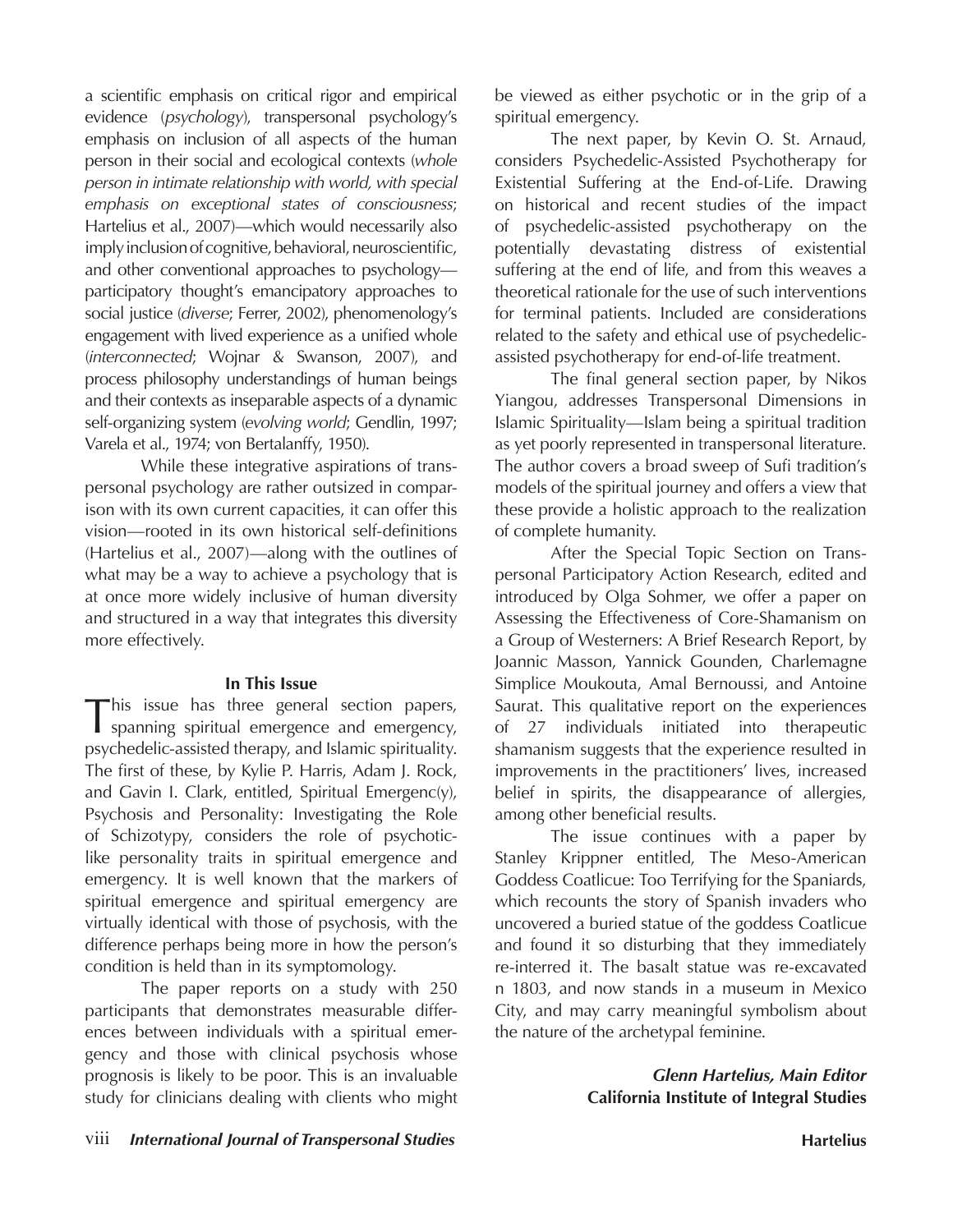a scientific emphasis on critical rigor and empirical evidence (*psychology*), transpersonal psychology's emphasis on inclusion of all aspects of the human person in their social and ecological contexts (*whole person in intimate relationship with world, with special emphasis on exceptional states of consciousness*; Hartelius et al., 2007)—which would necessarily also imply inclusion of cognitive, behavioral, neuroscientific, and other conventional approaches to psychology—participatory thought's emancipatory approaches to social justice (*diverse*; Ferrer, 2002), phenomenology's engagement with lived experience as a unified whole (*interconnected*; Wojnar & Swanson, 2007), and process philosophy understandings of human beings and their contexts as inseparable aspects of a dynamic self-organizing system (*evolving world*; Gendlin, 1997; Varela et al., 1974; von Bertalanffy, 1950).

While these integrative aspirations of transpersonal psychology are rather outsized in comparison with its own current capacities, it can offer this vision—rooted in its own historical self-definitions (Hartelius et al., 2007)—along with the outlines of what may be a way to achieve a psychology that is at once more widely inclusive of human diversity and structured in a way that integrates this diversity more effectively.

### In This Issue

This issue has three general section papers, spanning spiritual emergence and emergency, psychedelic-assisted therapy, and Islamic spirituality. The first of these, by Kylie P. Harris, Adam J. Rock, and Gavin I. Clark, entitled, Spiritual Emergenc(y), Psychosis and Personality: Investigating the Role of Schizotypy, considers the role of psychotic-like personality traits in spiritual emergence and emergency. It is well known that the markers of spiritual emergence and spiritual emergency are virtually identical with those of psychosis, with the difference perhaps being more in how the person's condition is held than in its symptomology.

The paper reports on a study with 250 participants that demonstrates measurable differences between individuals with a spiritual emergency and those with clinical psychosis whose prognosis is likely to be poor. This is an invaluable study for clinicians dealing with clients who might be viewed as either psychotic or in the grip of a spiritual emergency.

The next paper, by Kevin O. St. Arnaud, considers Psychedelic-Assisted Psychotherapy for Existential Suffering at the End-of-Life. Drawing on historical and recent studies of the impact of psychedelic-assisted psychotherapy on the potentially devastating distress of existential suffering at the end of life, and from this weaves a theoretical rationale for the use of such interventions for terminal patients. Included are considerations related to the safety and ethical use of psychedelic-assisted psychotherapy for end-of-life treatment.

The final general section paper, by Nikos Yiangou, addresses Transpersonal Dimensions in Islamic Spirituality—Islam being a spiritual tradition as yet poorly represented in transpersonal literature. The author covers a broad sweep of Sufi tradition's models of the spiritual journey and offers a view that these provide a holistic approach to the realization of complete humanity.

After the Special Topic Section on Transpersonal Participatory Action Research, edited and introduced by Olga Sohmer, we offer a paper on Assessing the Effectiveness of Core-Shamanism on a Group of Westerners: A Brief Research Report, by Joannic Masson, Yannick Gounden, Charlemagne Simplice Moukouta, Amal Bernoussi, and Antoine Saurat. This qualitative report on the experiences of 27 individuals initiated into therapeutic shamanism suggests that the experience resulted in improvements in the practitioners' lives, increased belief in spirits, the disappearance of allergies, among other beneficial results.

The issue continues with a paper by Stanley Krippner entitled, The Meso-American Goddess Coatlicue: Too Terrifying for the Spaniards, which recounts the story of Spanish invaders who uncovered a buried statue of the goddess Coatlicue and found it so disturbing that they immediately re-interred it. The basalt statue was re-excavated n 1803, and now stands in a museum in Mexico City, and may carry meaningful symbolism about the nature of the archetypal feminine.

***Glenn Hartelius, Main Editor***
**California Institute of Integral Studies**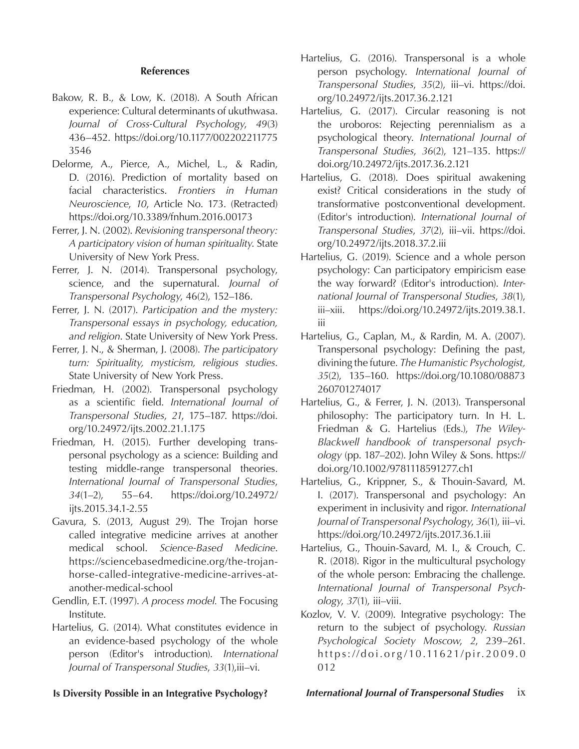### References

Bakow, R. B., & Low, K. (2018). A South African experience: Cultural determinants of ukuthwasa. *Journal of Cross-Cultural Psychology*, *49*(3) 436–452. https://doi.org/10.1177/0022022117753546

Delorme, A., Pierce, A., Michel, L., & Radin, D. (2016). Prediction of mortality based on facial characteristics. *Frontiers in Human Neuroscience*, *10*, Article No. 173. (Retracted) https://doi.org/10.3389/fnhum.2016.00173

Ferrer, J. N. (2002). *Revisioning transpersonal theory: A participatory vision of human spirituality*. State University of New York Press.

Ferrer, J. N. (2014). Transpersonal psychology, science, and the supernatural. *Journal of Transpersonal Psychology*, 46(2), 152–186.

Ferrer, J. N. (2017). *Participation and the mystery: Transpersonal essays in psychology, education, and religion*. State University of New York Press.

Ferrer, J. N., & Sherman, J. (2008). *The participatory turn: Spirituality, mysticism, religious studies*. State University of New York Press.

Friedman, H. (2002). Transpersonal psychology as a scientific field. *International Journal of Transpersonal Studies*, *21*, 175–187. https://doi.org/10.24972/ijts.2002.21.1.175

Friedman, H. (2015). Further developing transpersonal psychology as a science: Building and testing middle-range transpersonal theories. *International Journal of Transpersonal Studies*, *34*(1–2), 55–64. https://doi.org/10.24972/ijts.2015.34.1-2.55

Gavura, S. (2013, August 29). The Trojan horse called integrative medicine arrives at another medical school. *Science-Based Medicine*. https://sciencebasedmedicine.org/the-trojan-horse-called-integrative-medicine-arrives-at-another-medical-school

Gendlin, E.T. (1997). *A process model.* The Focusing Institute.

Hartelius, G. (2014). What constitutes evidence in an evidence-based psychology of the whole person (Editor's introduction). *International Journal of Transpersonal Studies*, *33*(1),iii–vi.

Hartelius, G. (2016). Transpersonal is a whole person psychology. *International Journal of Transpersonal Studies*, *35*(2), iii–vi. https://doi.org/10.24972/ijts.2017.36.2.121

Hartelius, G. (2017). Circular reasoning is not the uroboros: Rejecting perennialism as a psychological theory. *International Journal of Transpersonal Studies*, *36*(2), 121–135. https://doi.org/10.24972/ijts.2017.36.2.121

Hartelius, G. (2018). Does spiritual awakening exist? Critical considerations in the study of transformative postconventional development. (Editor's introduction). *International Journal of Transpersonal Studies*, *37*(2), iii–vii. https://doi.org/10.24972/ijts.2018.37.2.iii

Hartelius, G. (2019). Science and a whole person psychology: Can participatory empiricism ease the way forward? (Editor's introduction). *International Journal of Transpersonal Studies*, *38*(1), iii–xiii. https://doi.org/10.24972/ijts.2019.38.1.iii

Hartelius, G., Caplan, M., & Rardin, M. A. (2007). Transpersonal psychology: Defining the past, divining the future. *The Humanistic Psychologist, 35*(2), 135–160. https://doi.org/10.1080/08873260701274017

Hartelius, G., & Ferrer, J. N. (2013). Transpersonal philosophy: The participatory turn. In H. L. Friedman & G. Hartelius (Eds.), *The Wiley-Blackwell handbook of transpersonal psychology* (pp. 187–202). John Wiley & Sons. https://doi.org/10.1002/9781118591277.ch1

Hartelius, G., Krippner, S., & Thouin-Savard, M. I. (2017). Transpersonal and psychology: An experiment in inclusivity and rigor. *International Journal of Transpersonal Psychology*, *36*(1), iii–vi. https://doi.org/10.24972/ijts.2017.36.1.iii

Hartelius, G., Thouin-Savard, M. I., & Crouch, C. R. (2018). Rigor in the multicultural psychology of the whole person: Embracing the challenge. *International Journal of Transpersonal Psychology*, *37*(1), iii–viii.

Kozlov, V. V. (2009). Integrative psychology: The return to the subject of psychology. *Russian Psychological Society Moscow*, *2*, 239–261. https://doi.org/10.11621/pir.2009.0012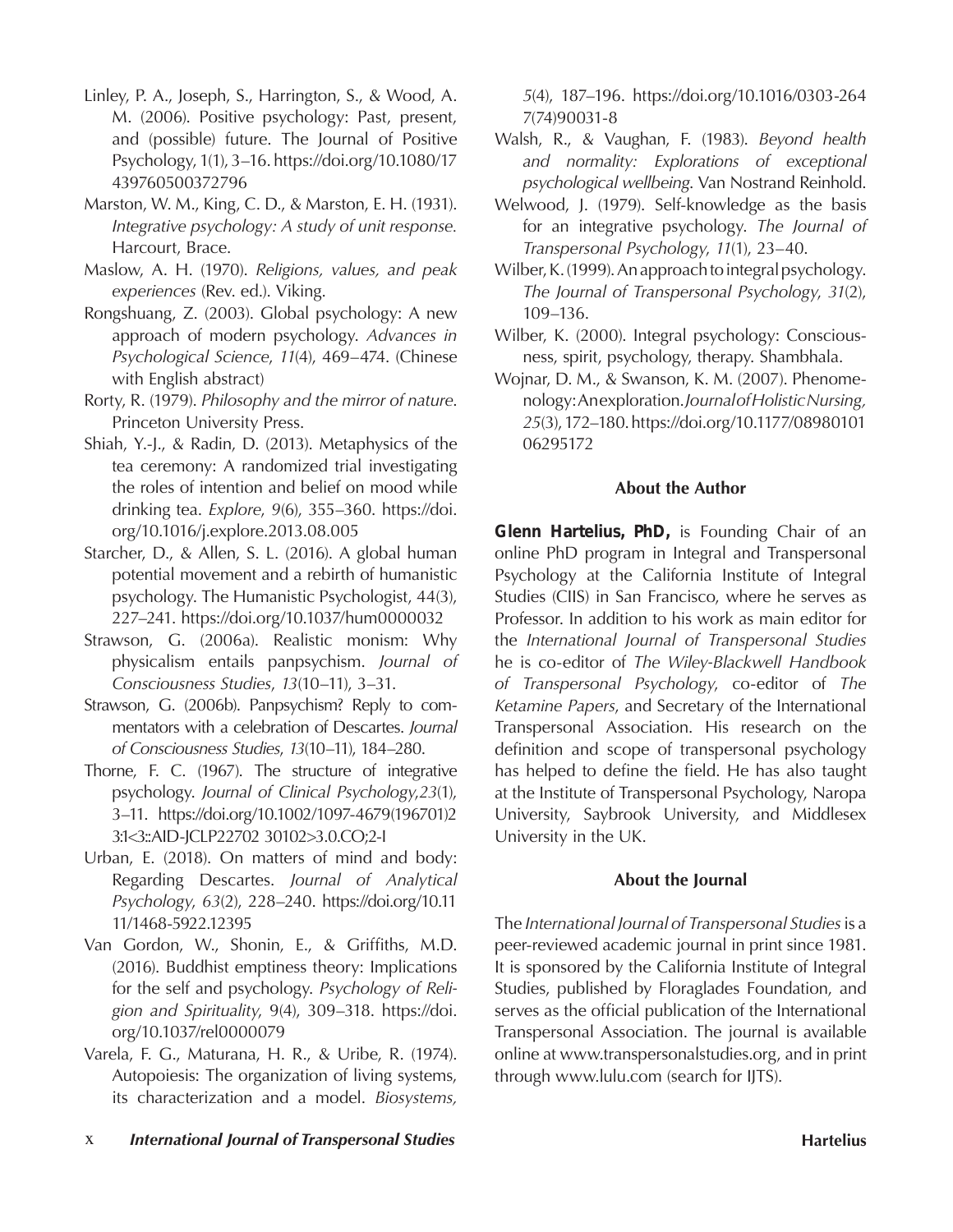Linley, P. A., Joseph, S., Harrington, S., & Wood, A. M. (2006). Positive psychology: Past, present, and (possible) future. The Journal of Positive Psychology, 1(1), 3–16. https://doi.org/10.1080/17439760500372796

Marston, W. M., King, C. D., & Marston, E. H. (1931). *Integrative psychology: A study of unit response*. Harcourt, Brace.

Maslow, A. H. (1970). *Religions, values, and peak experiences* (Rev. ed.). Viking.

Rongshuang, Z. (2003). Global psychology: A new approach of modern psychology. *Advances in Psychological Science*, *11*(4), 469–474. (Chinese with English abstract)

Rorty, R. (1979). *Philosophy and the mirror of nature*. Princeton University Press.

Shiah, Y.-J., & Radin, D. (2013). Metaphysics of the tea ceremony: A randomized trial investigating the roles of intention and belief on mood while drinking tea. *Explore*, *9*(6), 355–360. https://doi.org/10.1016/j.explore.2013.08.005

Starcher, D., & Allen, S. L. (2016). A global human potential movement and a rebirth of humanistic psychology. The Humanistic Psychologist, 44(3), 227–241. https://doi.org/10.1037/hum0000032

Strawson, G. (2006a). Realistic monism: Why physicalism entails panpsychism. *Journal of Consciousness Studies*, *13*(10–11), 3–31.

Strawson, G. (2006b). Panpsychism? Reply to commentators with a celebration of Descartes. *Journal of Consciousness Studies*, *13*(10–11), 184–280.

Thorne, F. C. (1967). The structure of integrative psychology. *Journal of Clinical Psychology*,*23*(1), 3–11. https://doi.org/10.1002/1097-4679(196701)23:1<3::AID-JCLP22702 30102>3.0.CO;2-I

Urban, E. (2018). On matters of mind and body: Regarding Descartes. *Journal of Analytical Psychology*, *63*(2), 228–240. https://doi.org/10.1111/1468-5922.12395

Van Gordon, W., Shonin, E., & Griffiths, M.D. (2016). Buddhist emptiness theory: Implications for the self and psychology. *Psychology of Religion and Spirituality*, 9(4), 309–318. https://doi.org/10.1037/rel0000079

Varela, F. G., Maturana, H. R., & Uribe, R. (1974). Autopoiesis: The organization of living systems, its characterization and a model. *Biosystems, 5*(4), 187–196. https://doi.org/10.1016/0303-2647(74)90031-8

Walsh, R., & Vaughan, F. (1983). *Beyond health and normality: Explorations of exceptional psychological wellbeing*. Van Nostrand Reinhold.

Welwood, J. (1979). Self-knowledge as the basis for an integrative psychology. *The Journal of Transpersonal Psychology*, *11*(1), 23–40.

Wilber, K. (1999). An approach to integral psychology. *The Journal of Transpersonal Psychology*, *31*(2), 109–136.

Wilber, K. (2000). Integral psychology: Consciousness, spirit, psychology, therapy. Shambhala.

Wojnar, D. M., & Swanson, K. M. (2007). Phenomenology: An exploration. *Journal of Holistic Nursing, 25*(3), 172–180. https://doi.org/10.1177/0898010106295172

## About the Author

**Glenn Hartelius, PhD,** is Founding Chair of an online PhD program in Integral and Transpersonal Psychology at the California Institute of Integral Studies (CIIS) in San Francisco, where he serves as Professor. In addition to his work as main editor for the *International Journal of Transpersonal Studies* he is co-editor of *The Wiley-Blackwell Handbook of Transpersonal Psychology*, co-editor of *The Ketamine Papers*, and Secretary of the International Transpersonal Association. His research on the definition and scope of transpersonal psychology has helped to define the field. He has also taught at the Institute of Transpersonal Psychology, Naropa University, Saybrook University, and Middlesex University in the UK.

## About the Journal

The *International Journal of Transpersonal Studies* is a peer-reviewed academic journal in print since 1981. It is sponsored by the California Institute of Integral Studies, published by Floraglades Foundation, and serves as the official publication of the International Transpersonal Association. The journal is available online at www.transpersonalstudies.org, and in print through www.lulu.com (search for IJTS).